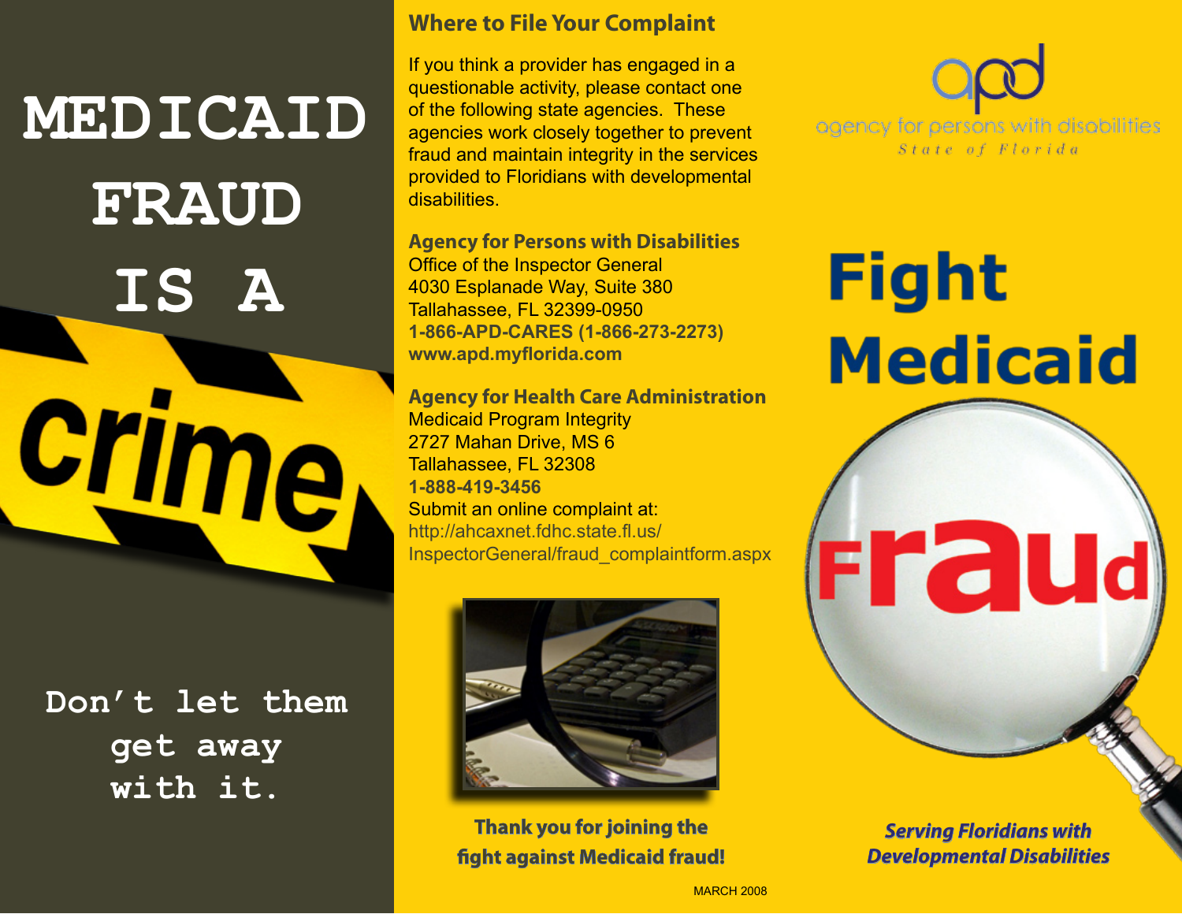# MEDICAID FRAUD IS A crime

Don't let them get away with it.

## Where to File Your Complaint

If you think a provider has engaged in a questionable activity, please contact one of the following state agencies. These agencies work closely together to prevent fraud and maintain integrity in the services provided to Floridians with developmental disabilities.

**Agency for Persons with Disabilities**
Office of the Inspector General
4030 Esplanade Way, Suite 380
Tallahassee, FL 32399-0950
**1-866-APD-CARES (1-866-273-2273)**
**www.apd.myflorida.com**

**Agency for Health Care Administration**
Medicaid Program Integrity
2727 Mahan Drive, MS 6
Tallahassee, FL 32308
**1-888-419-3456**
Submit an online complaint at:
http://ahcaxnet.fdhc.state.fl.us/InspectorGeneral/fraud_complaintform.aspx

**Thank you for joining the fight against Medicaid fraud!**

MARCH 2008

apd
agency for persons with disabilities
State of Florida

# Fight Medicaid Fraud

***Serving Floridians with Developmental Disabilities***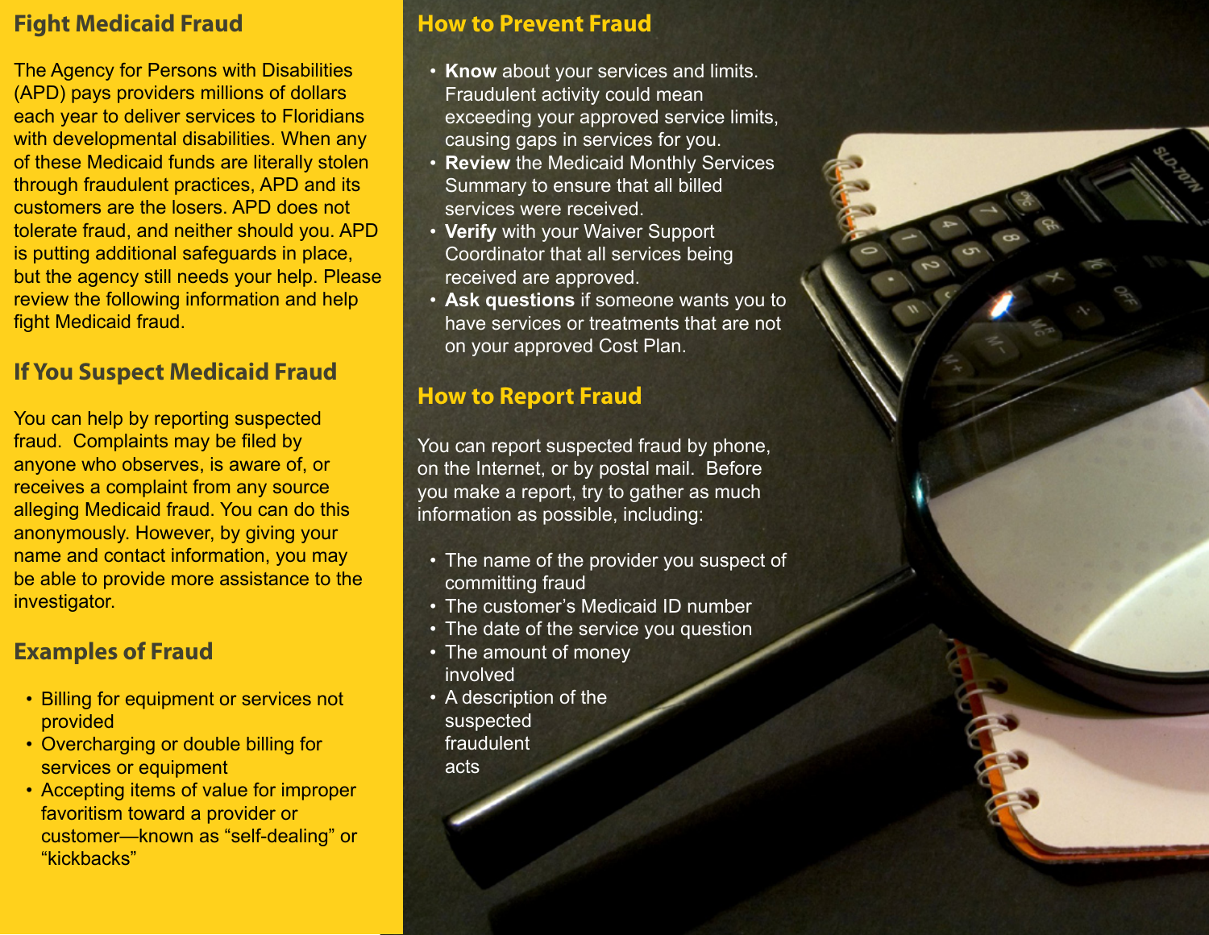## Fight Medicaid Fraud

The Agency for Persons with Disabilities (APD) pays providers millions of dollars each year to deliver services to Floridians with developmental disabilities. When any of these Medicaid funds are literally stolen through fraudulent practices, APD and its customers are the losers. APD does not tolerate fraud, and neither should you. APD is putting additional safeguards in place, but the agency still needs your help. Please review the following information and help fight Medicaid fraud.

## If You Suspect Medicaid Fraud

You can help by reporting suspected fraud. Complaints may be filed by anyone who observes, is aware of, or receives a complaint from any source alleging Medicaid fraud. You can do this anonymously. However, by giving your name and contact information, you may be able to provide more assistance to the investigator.

## Examples of Fraud

- Billing for equipment or services not provided
- Overcharging or double billing for services or equipment
- Accepting items of value for improper favoritism toward a provider or customer—known as "self-dealing" or "kickbacks"

## How to Prevent Fraud

- **Know** about your services and limits. Fraudulent activity could mean exceeding your approved service limits, causing gaps in services for you.
- **Review** the Medicaid Monthly Services Summary to ensure that all billed services were received.
- **Verify** with your Waiver Support Coordinator that all services being received are approved.
- **Ask questions** if someone wants you to have services or treatments that are not on your approved Cost Plan.

## How to Report Fraud

You can report suspected fraud by phone, on the Internet, or by postal mail. Before you make a report, try to gather as much information as possible, including:

- The name of the provider you suspect of committing fraud
- The customer's Medicaid ID number
- The date of the service you question
- The amount of money involved
- A description of the suspected fraudulent acts